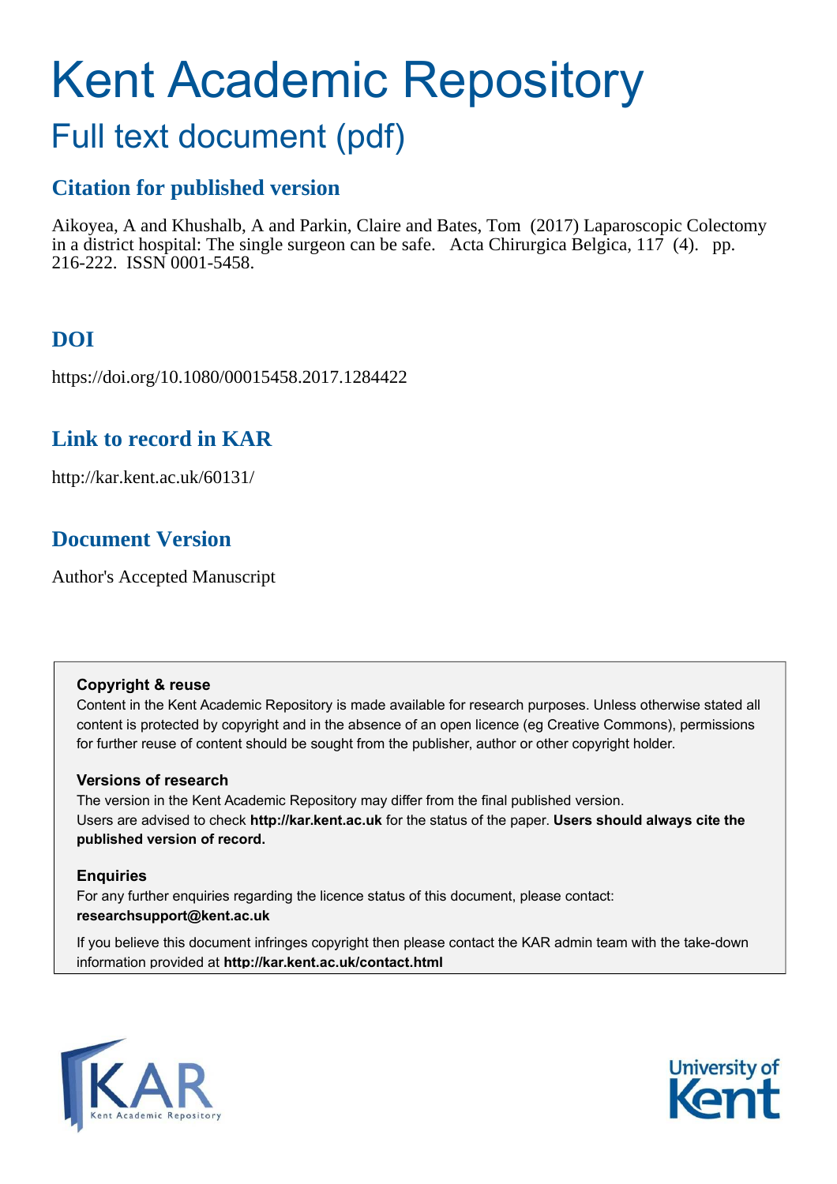# Kent Academic Repository

## Full text document (pdf)

### Citation for published version

Aikoyea, A and Khushalb, A and Parkin, Claire and Bates, Tom (2017) Laparoscopic Colectomy in a district hospital: The single surgeon can be safe. Acta Chirurgica Belgica, 117 (4). pp. 216-222. ISSN 0001-5458.

### DOI

https://doi.org/10.1080/00015458.2017.1284422

### Link to record in KAR

http://kar.kent.ac.uk/60131/

### Document Version

Author's Accepted Manuscript

**Copyright & reuse**

Content in the Kent Academic Repository is made available for research purposes. Unless otherwise stated all content is protected by copyright and in the absence of an open licence (eg Creative Commons), permissions for further reuse of content should be sought from the publisher, author or other copyright holder.

**Versions of research**

The version in the Kent Academic Repository may differ from the final published version. Users are advised to check **http://kar.kent.ac.uk** for the status of the paper. **Users should always cite the published version of record.**

**Enquiries**

For any further enquiries regarding the licence status of this document, please contact: **researchsupport@kent.ac.uk**

If you believe this document infringes copyright then please contact the KAR admin team with the take-down information provided at **http://kar.kent.ac.uk/contact.html**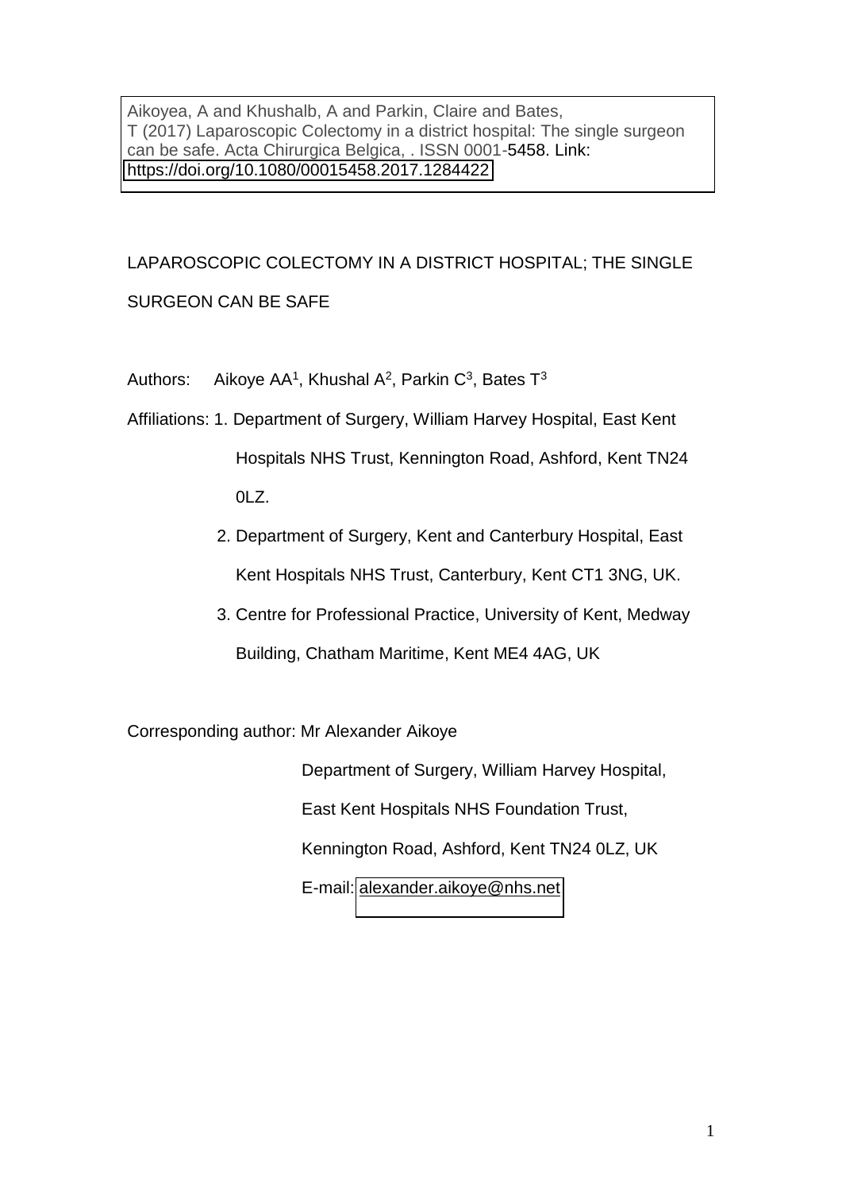Aikoyea, A and Khushalb, A and Parkin, Claire and Bates, T (2017) Laparoscopic Colectomy in a district hospital: The single surgeon can be safe. Acta Chirurgica Belgica, . ISSN 0001-5458. Link: https://doi.org/10.1080/00015458.2017.1284422

# LAPAROSCOPIC COLECTOMY IN A DISTRICT HOSPITAL; THE SINGLE SURGEON CAN BE SAFE

Authors: Aikoye AA[1], Khushal A[2], Parkin C[3], Bates T[3]

Affiliations: 1. Department of Surgery, William Harvey Hospital, East Kent Hospitals NHS Trust, Kennington Road, Ashford, Kent TN24 0LZ.

2. Department of Surgery, Kent and Canterbury Hospital, East Kent Hospitals NHS Trust, Canterbury, Kent CT1 3NG, UK.

3. Centre for Professional Practice, University of Kent, Medway Building, Chatham Maritime, Kent ME4 4AG, UK

Corresponding author: Mr Alexander Aikoye

Department of Surgery, William Harvey Hospital,

East Kent Hospitals NHS Foundation Trust,

Kennington Road, Ashford, Kent TN24 0LZ, UK

E-mail: alexander.aikoye@nhs.net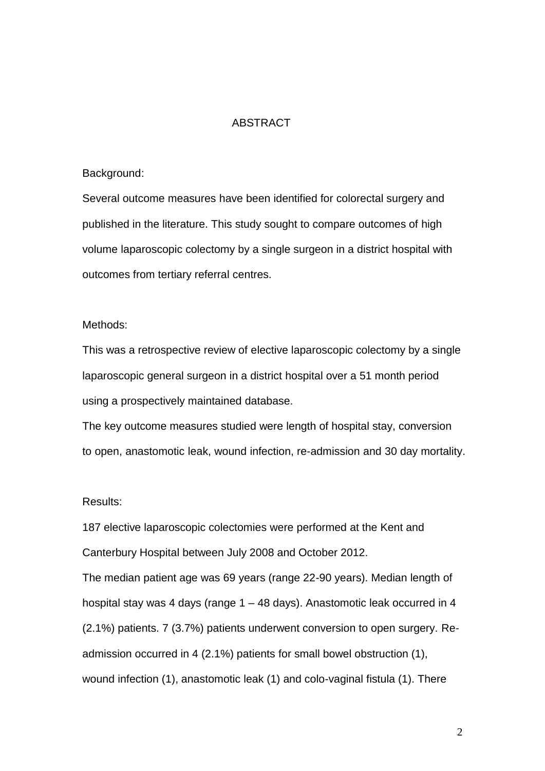## ABSTRACT

Background:

Several outcome measures have been identified for colorectal surgery and published in the literature. This study sought to compare outcomes of high volume laparoscopic colectomy by a single surgeon in a district hospital with outcomes from tertiary referral centres.

Methods:

This was a retrospective review of elective laparoscopic colectomy by a single laparoscopic general surgeon in a district hospital over a 51 month period using a prospectively maintained database.

The key outcome measures studied were length of hospital stay, conversion to open, anastomotic leak, wound infection, re-admission and 30 day mortality.

Results:

187 elective laparoscopic colectomies were performed at the Kent and Canterbury Hospital between July 2008 and October 2012.

The median patient age was 69 years (range 22-90 years). Median length of hospital stay was 4 days (range 1 – 48 days). Anastomotic leak occurred in 4 (2.1%) patients. 7 (3.7%) patients underwent conversion to open surgery. Re-admission occurred in 4 (2.1%) patients for small bowel obstruction (1), wound infection (1), anastomotic leak (1) and colo-vaginal fistula (1). There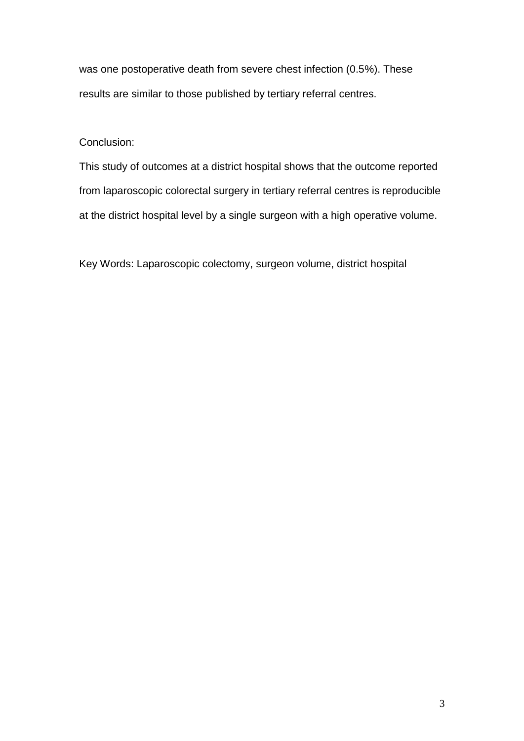was one postoperative death from severe chest infection (0.5%). These results are similar to those published by tertiary referral centres.

Conclusion:

This study of outcomes at a district hospital shows that the outcome reported from laparoscopic colorectal surgery in tertiary referral centres is reproducible at the district hospital level by a single surgeon with a high operative volume.

Key Words: Laparoscopic colectomy, surgeon volume, district hospital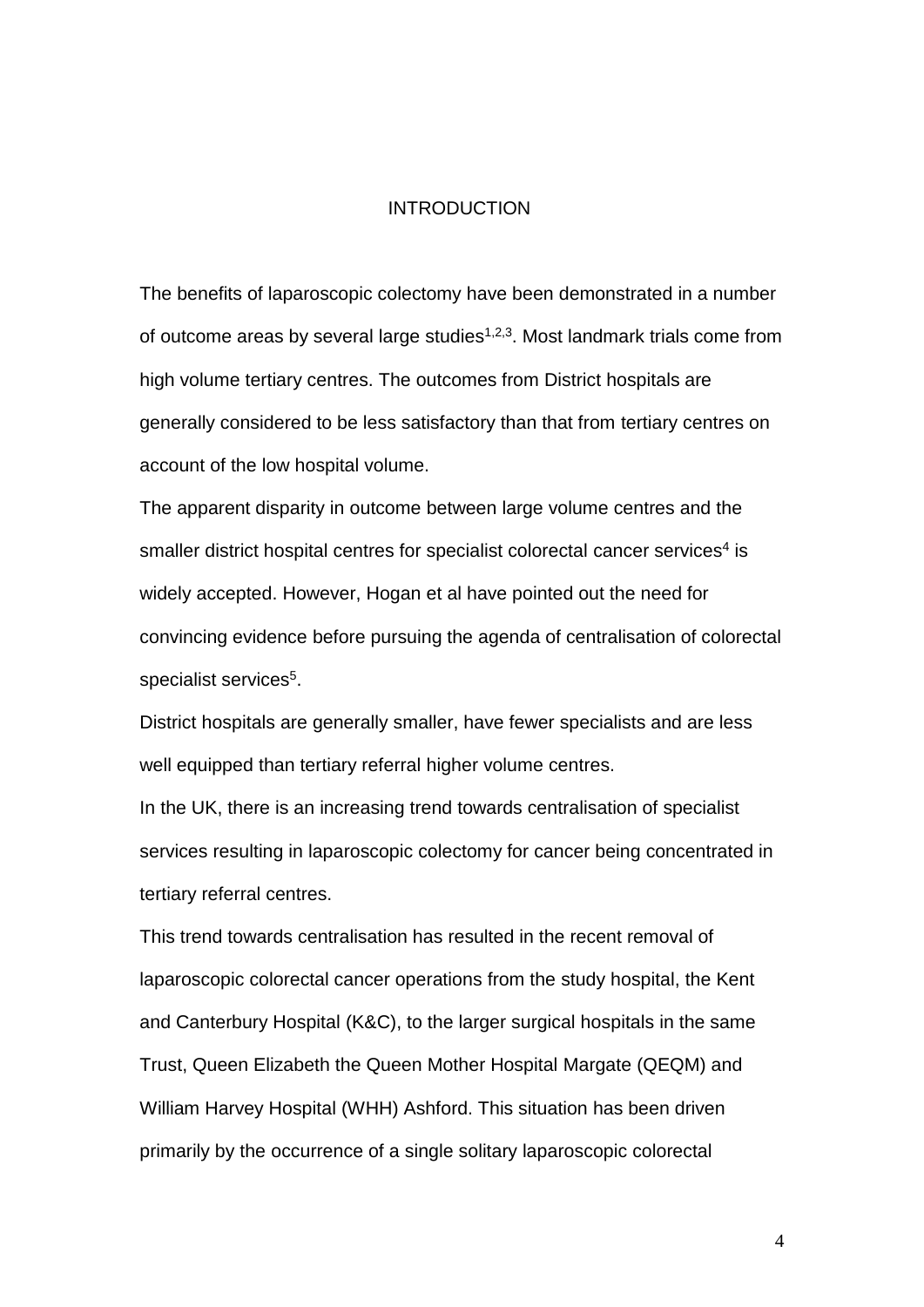# INTRODUCTION

The benefits of laparoscopic colectomy have been demonstrated in a number of outcome areas by several large studies[1,2,3]. Most landmark trials come from high volume tertiary centres. The outcomes from District hospitals are generally considered to be less satisfactory than that from tertiary centres on account of the low hospital volume.

The apparent disparity in outcome between large volume centres and the smaller district hospital centres for specialist colorectal cancer services[4] is widely accepted. However, Hogan et al have pointed out the need for convincing evidence before pursuing the agenda of centralisation of colorectal specialist services[5].

District hospitals are generally smaller, have fewer specialists and are less well equipped than tertiary referral higher volume centres.

In the UK, there is an increasing trend towards centralisation of specialist services resulting in laparoscopic colectomy for cancer being concentrated in tertiary referral centres.

This trend towards centralisation has resulted in the recent removal of laparoscopic colorectal cancer operations from the study hospital, the Kent and Canterbury Hospital (K&C), to the larger surgical hospitals in the same Trust, Queen Elizabeth the Queen Mother Hospital Margate (QEQM) and William Harvey Hospital (WHH) Ashford. This situation has been driven primarily by the occurrence of a single solitary laparoscopic colorectal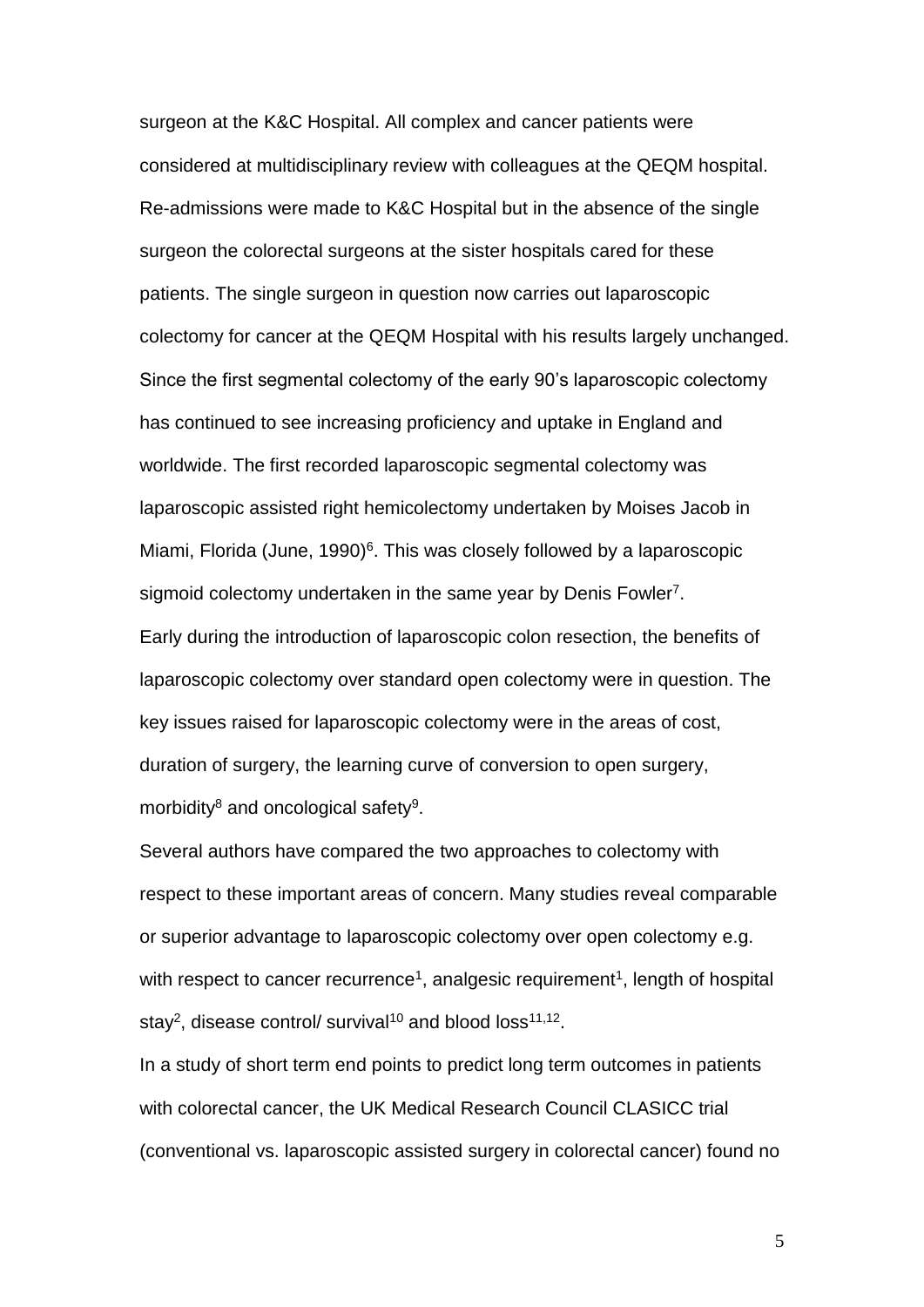surgeon at the K&C Hospital. All complex and cancer patients were considered at multidisciplinary review with colleagues at the QEQM hospital. Re-admissions were made to K&C Hospital but in the absence of the single surgeon the colorectal surgeons at the sister hospitals cared for these patients. The single surgeon in question now carries out laparoscopic colectomy for cancer at the QEQM Hospital with his results largely unchanged. Since the first segmental colectomy of the early 90's laparoscopic colectomy has continued to see increasing proficiency and uptake in England and worldwide. The first recorded laparoscopic segmental colectomy was laparoscopic assisted right hemicolectomy undertaken by Moises Jacob in Miami, Florida (June, 1990)[6]. This was closely followed by a laparoscopic sigmoid colectomy undertaken in the same year by Denis Fowler[7].

Early during the introduction of laparoscopic colon resection, the benefits of laparoscopic colectomy over standard open colectomy were in question. The key issues raised for laparoscopic colectomy were in the areas of cost, duration of surgery, the learning curve of conversion to open surgery, morbidity[8] and oncological safety[9].

Several authors have compared the two approaches to colectomy with respect to these important areas of concern. Many studies reveal comparable or superior advantage to laparoscopic colectomy over open colectomy e.g. with respect to cancer recurrence[1], analgesic requirement[1], length of hospital stay[2], disease control/ survival[10] and blood loss[11,12].

In a study of short term end points to predict long term outcomes in patients with colorectal cancer, the UK Medical Research Council CLASICC trial (conventional vs. laparoscopic assisted surgery in colorectal cancer) found no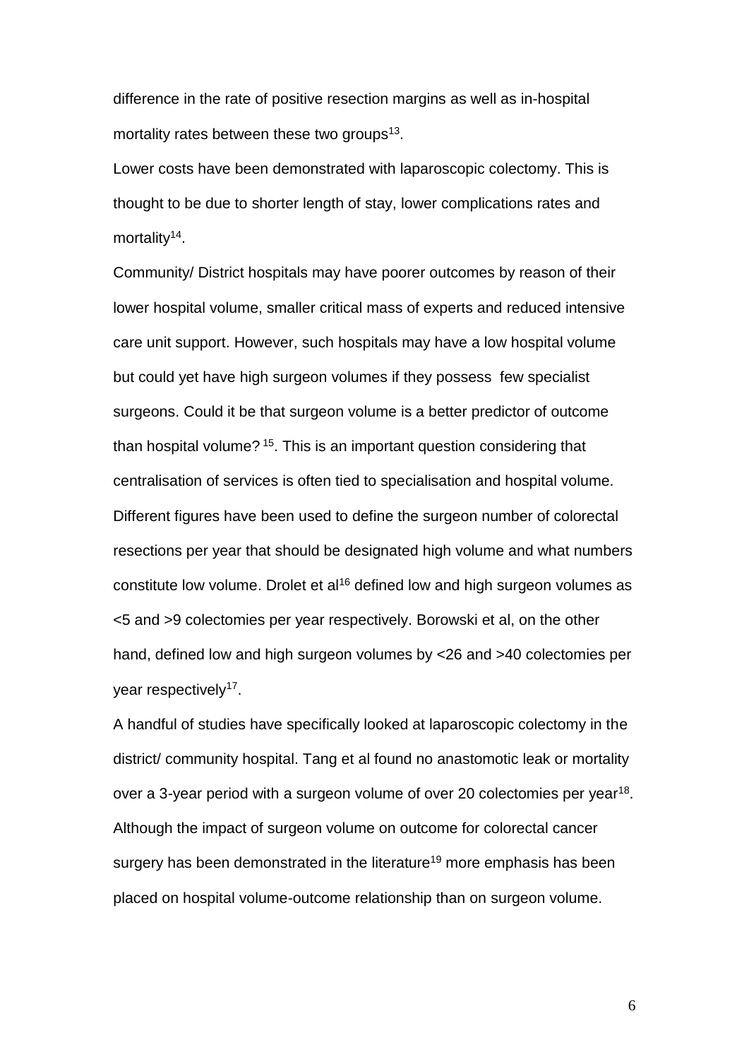difference in the rate of positive resection margins as well as in-hospital mortality rates between these two groups[13].

Lower costs have been demonstrated with laparoscopic colectomy. This is thought to be due to shorter length of stay, lower complications rates and mortality[14].

Community/ District hospitals may have poorer outcomes by reason of their lower hospital volume, smaller critical mass of experts and reduced intensive care unit support. However, such hospitals may have a low hospital volume but could yet have high surgeon volumes if they possess few specialist surgeons. Could it be that surgeon volume is a better predictor of outcome than hospital volume? [15]. This is an important question considering that centralisation of services is often tied to specialisation and hospital volume. Different figures have been used to define the surgeon number of colorectal resections per year that should be designated high volume and what numbers constitute low volume. Drolet et al[16] defined low and high surgeon volumes as <5 and >9 colectomies per year respectively. Borowski et al, on the other hand, defined low and high surgeon volumes by <26 and >40 colectomies per year respectively[17].

A handful of studies have specifically looked at laparoscopic colectomy in the district/ community hospital. Tang et al found no anastomotic leak or mortality over a 3-year period with a surgeon volume of over 20 colectomies per year[18]. Although the impact of surgeon volume on outcome for colorectal cancer surgery has been demonstrated in the literature[19] more emphasis has been placed on hospital volume-outcome relationship than on surgeon volume.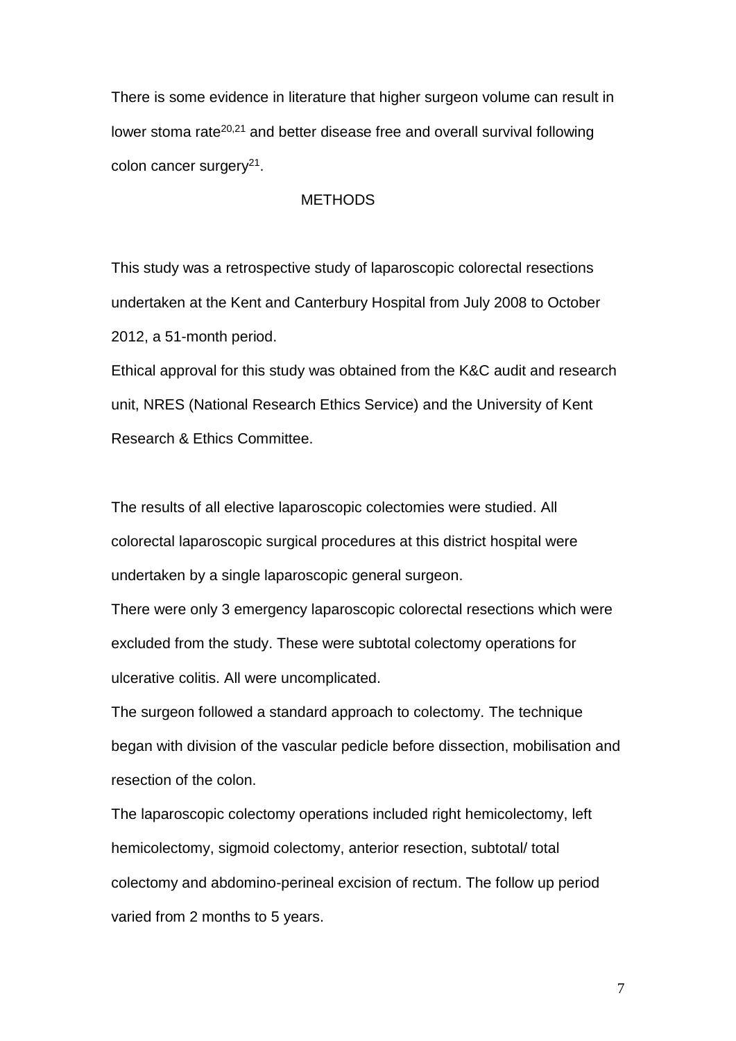There is some evidence in literature that higher surgeon volume can result in lower stoma rate[20,21] and better disease free and overall survival following colon cancer surgery[21].

## METHODS

This study was a retrospective study of laparoscopic colorectal resections undertaken at the Kent and Canterbury Hospital from July 2008 to October 2012, a 51-month period.

Ethical approval for this study was obtained from the K&C audit and research unit, NRES (National Research Ethics Service) and the University of Kent Research & Ethics Committee.

The results of all elective laparoscopic colectomies were studied. All colorectal laparoscopic surgical procedures at this district hospital were undertaken by a single laparoscopic general surgeon.

There were only 3 emergency laparoscopic colorectal resections which were excluded from the study. These were subtotal colectomy operations for ulcerative colitis. All were uncomplicated.

The surgeon followed a standard approach to colectomy. The technique began with division of the vascular pedicle before dissection, mobilisation and resection of the colon.

The laparoscopic colectomy operations included right hemicolectomy, left hemicolectomy, sigmoid colectomy, anterior resection, subtotal/ total colectomy and abdomino-perineal excision of rectum. The follow up period varied from 2 months to 5 years.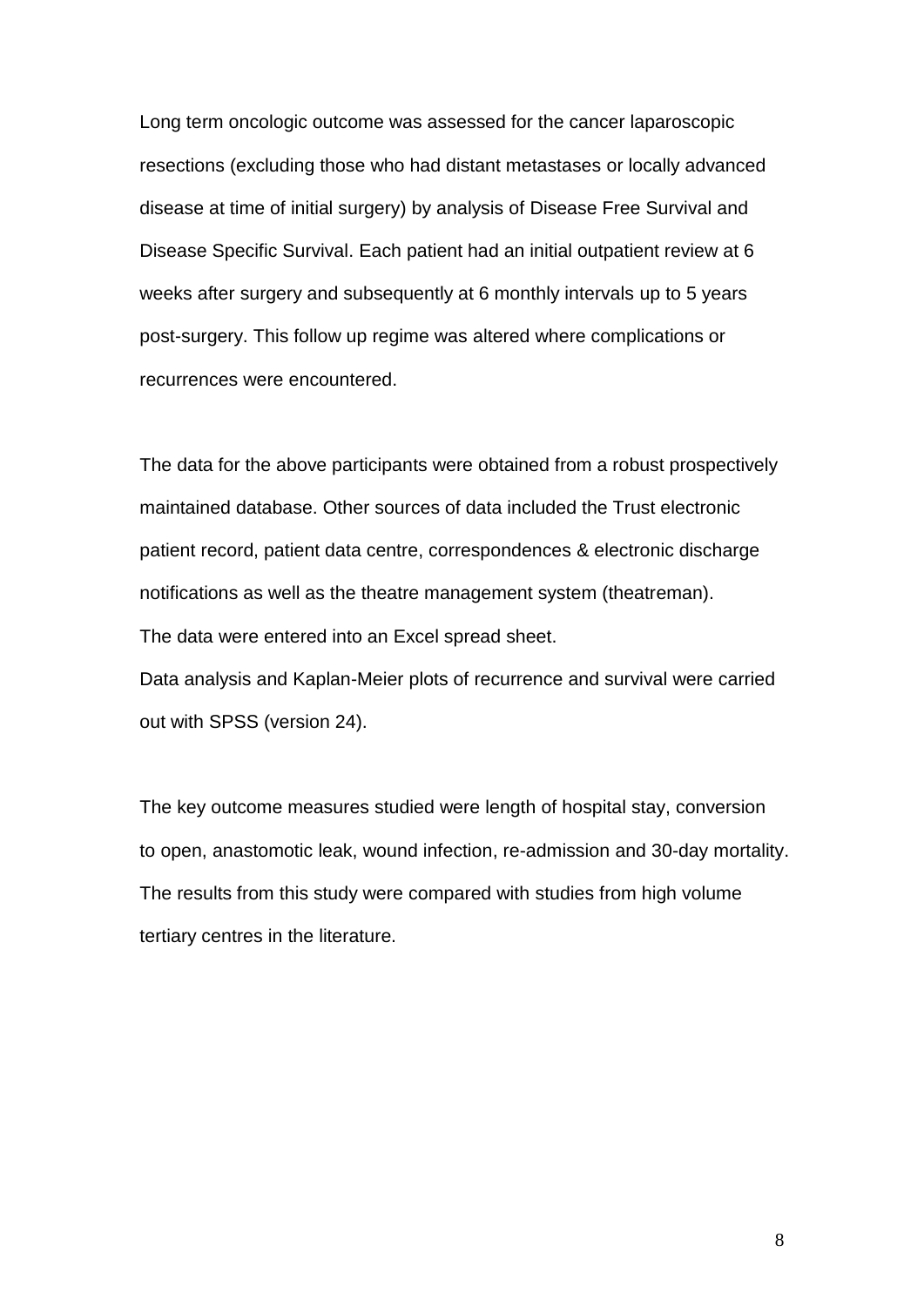Long term oncologic outcome was assessed for the cancer laparoscopic resections (excluding those who had distant metastases or locally advanced disease at time of initial surgery) by analysis of Disease Free Survival and Disease Specific Survival. Each patient had an initial outpatient review at 6 weeks after surgery and subsequently at 6 monthly intervals up to 5 years post-surgery. This follow up regime was altered where complications or recurrences were encountered.

The data for the above participants were obtained from a robust prospectively maintained database. Other sources of data included the Trust electronic patient record, patient data centre, correspondences & electronic discharge notifications as well as the theatre management system (theatreman).
The data were entered into an Excel spread sheet.
Data analysis and Kaplan-Meier plots of recurrence and survival were carried out with SPSS (version 24).

The key outcome measures studied were length of hospital stay, conversion to open, anastomotic leak, wound infection, re-admission and 30-day mortality. The results from this study were compared with studies from high volume tertiary centres in the literature.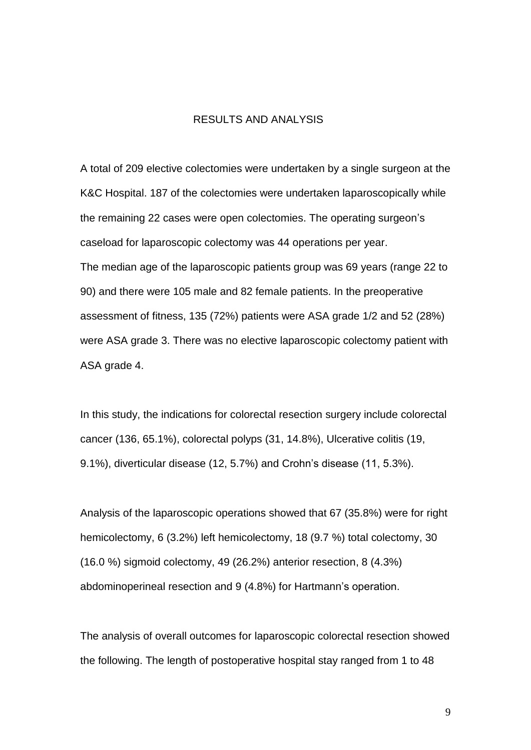# RESULTS AND ANALYSIS

A total of 209 elective colectomies were undertaken by a single surgeon at the K&C Hospital. 187 of the colectomies were undertaken laparoscopically while the remaining 22 cases were open colectomies. The operating surgeon's caseload for laparoscopic colectomy was 44 operations per year.
The median age of the laparoscopic patients group was 69 years (range 22 to 90) and there were 105 male and 82 female patients. In the preoperative assessment of fitness, 135 (72%) patients were ASA grade 1/2 and 52 (28%) were ASA grade 3. There was no elective laparoscopic colectomy patient with ASA grade 4.

In this study, the indications for colorectal resection surgery include colorectal cancer (136, 65.1%), colorectal polyps (31, 14.8%), Ulcerative colitis (19, 9.1%), diverticular disease (12, 5.7%) and Crohn's disease (11, 5.3%).

Analysis of the laparoscopic operations showed that 67 (35.8%) were for right hemicolectomy, 6 (3.2%) left hemicolectomy, 18 (9.7 %) total colectomy, 30 (16.0 %) sigmoid colectomy, 49 (26.2%) anterior resection, 8 (4.3%) abdominoperineal resection and 9 (4.8%) for Hartmann's operation.

The analysis of overall outcomes for laparoscopic colorectal resection showed the following. The length of postoperative hospital stay ranged from 1 to 48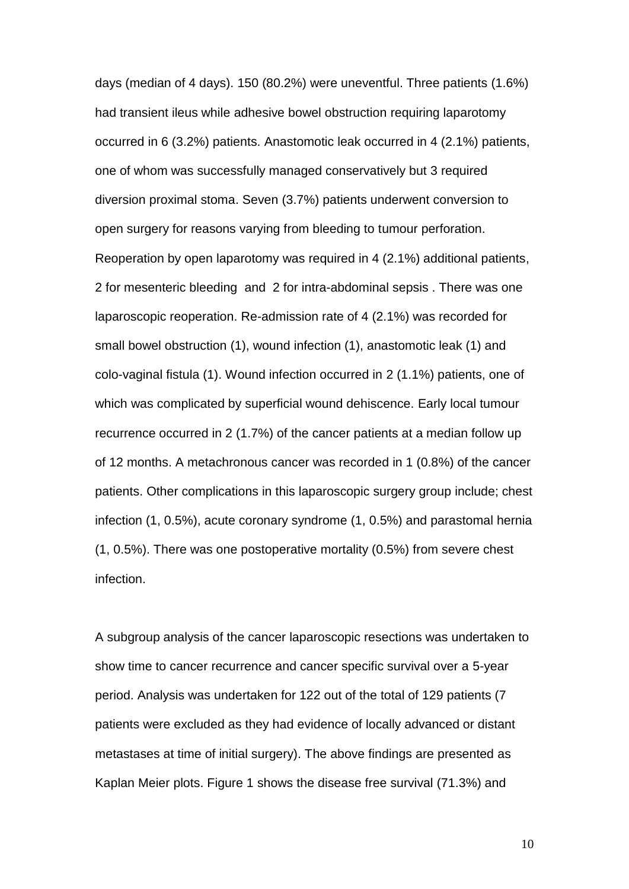days (median of 4 days). 150 (80.2%) were uneventful. Three patients (1.6%) had transient ileus while adhesive bowel obstruction requiring laparotomy occurred in 6 (3.2%) patients. Anastomotic leak occurred in 4 (2.1%) patients, one of whom was successfully managed conservatively but 3 required diversion proximal stoma. Seven (3.7%) patients underwent conversion to open surgery for reasons varying from bleeding to tumour perforation. Reoperation by open laparotomy was required in 4 (2.1%) additional patients, 2 for mesenteric bleeding and 2 for intra-abdominal sepsis . There was one laparoscopic reoperation. Re-admission rate of 4 (2.1%) was recorded for small bowel obstruction (1), wound infection (1), anastomotic leak (1) and colo-vaginal fistula (1). Wound infection occurred in 2 (1.1%) patients, one of which was complicated by superficial wound dehiscence. Early local tumour recurrence occurred in 2 (1.7%) of the cancer patients at a median follow up of 12 months. A metachronous cancer was recorded in 1 (0.8%) of the cancer patients. Other complications in this laparoscopic surgery group include; chest infection (1, 0.5%), acute coronary syndrome (1, 0.5%) and parastomal hernia (1, 0.5%). There was one postoperative mortality (0.5%) from severe chest infection.

A subgroup analysis of the cancer laparoscopic resections was undertaken to show time to cancer recurrence and cancer specific survival over a 5-year period. Analysis was undertaken for 122 out of the total of 129 patients (7 patients were excluded as they had evidence of locally advanced or distant metastases at time of initial surgery). The above findings are presented as Kaplan Meier plots. Figure 1 shows the disease free survival (71.3%) and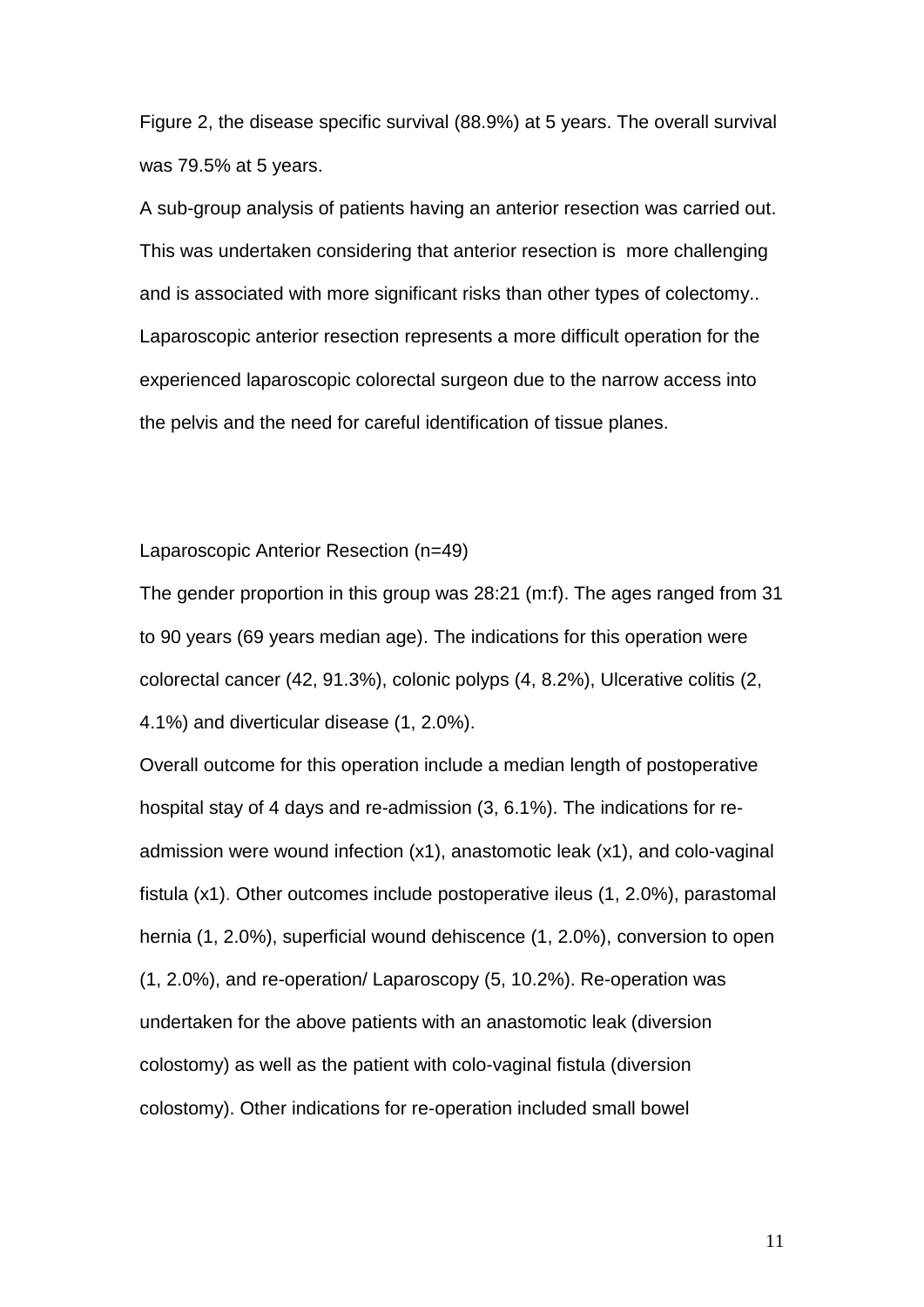Figure 2, the disease specific survival (88.9%) at 5 years. The overall survival was 79.5% at 5 years.

A sub-group analysis of patients having an anterior resection was carried out. This was undertaken considering that anterior resection is more challenging and is associated with more significant risks than other types of colectomy.. Laparoscopic anterior resection represents a more difficult operation for the experienced laparoscopic colorectal surgeon due to the narrow access into the pelvis and the need for careful identification of tissue planes.

Laparoscopic Anterior Resection (n=49)

The gender proportion in this group was 28:21 (m:f). The ages ranged from 31 to 90 years (69 years median age). The indications for this operation were colorectal cancer (42, 91.3%), colonic polyps (4, 8.2%), Ulcerative colitis (2, 4.1%) and diverticular disease (1, 2.0%).

Overall outcome for this operation include a median length of postoperative hospital stay of 4 days and re-admission (3, 6.1%). The indications for re-admission were wound infection (x1), anastomotic leak (x1), and colo-vaginal fistula (x1). Other outcomes include postoperative ileus (1, 2.0%), parastomal hernia (1, 2.0%), superficial wound dehiscence (1, 2.0%), conversion to open (1, 2.0%), and re-operation/ Laparoscopy (5, 10.2%). Re-operation was undertaken for the above patients with an anastomotic leak (diversion colostomy) as well as the patient with colo-vaginal fistula (diversion colostomy). Other indications for re-operation included small bowel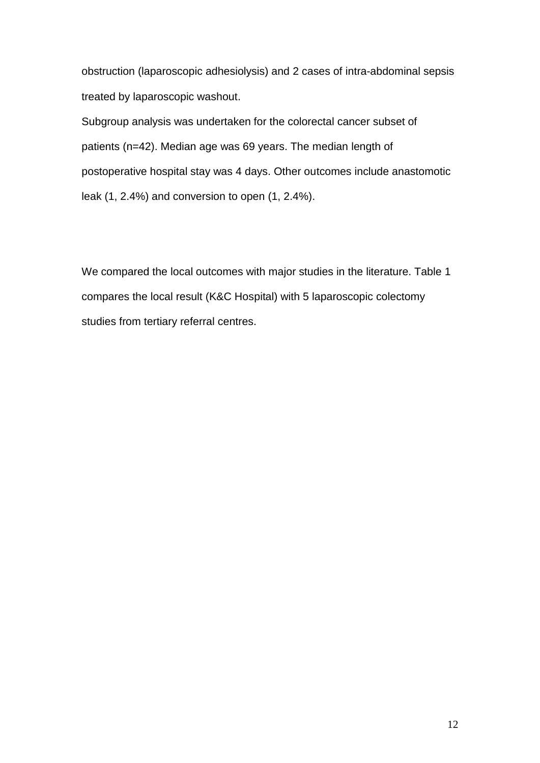obstruction (laparoscopic adhesiolysis) and 2 cases of intra-abdominal sepsis treated by laparoscopic washout.

Subgroup analysis was undertaken for the colorectal cancer subset of patients (n=42). Median age was 69 years. The median length of postoperative hospital stay was 4 days. Other outcomes include anastomotic leak (1, 2.4%) and conversion to open (1, 2.4%).

We compared the local outcomes with major studies in the literature. Table 1 compares the local result (K&C Hospital) with 5 laparoscopic colectomy studies from tertiary referral centres.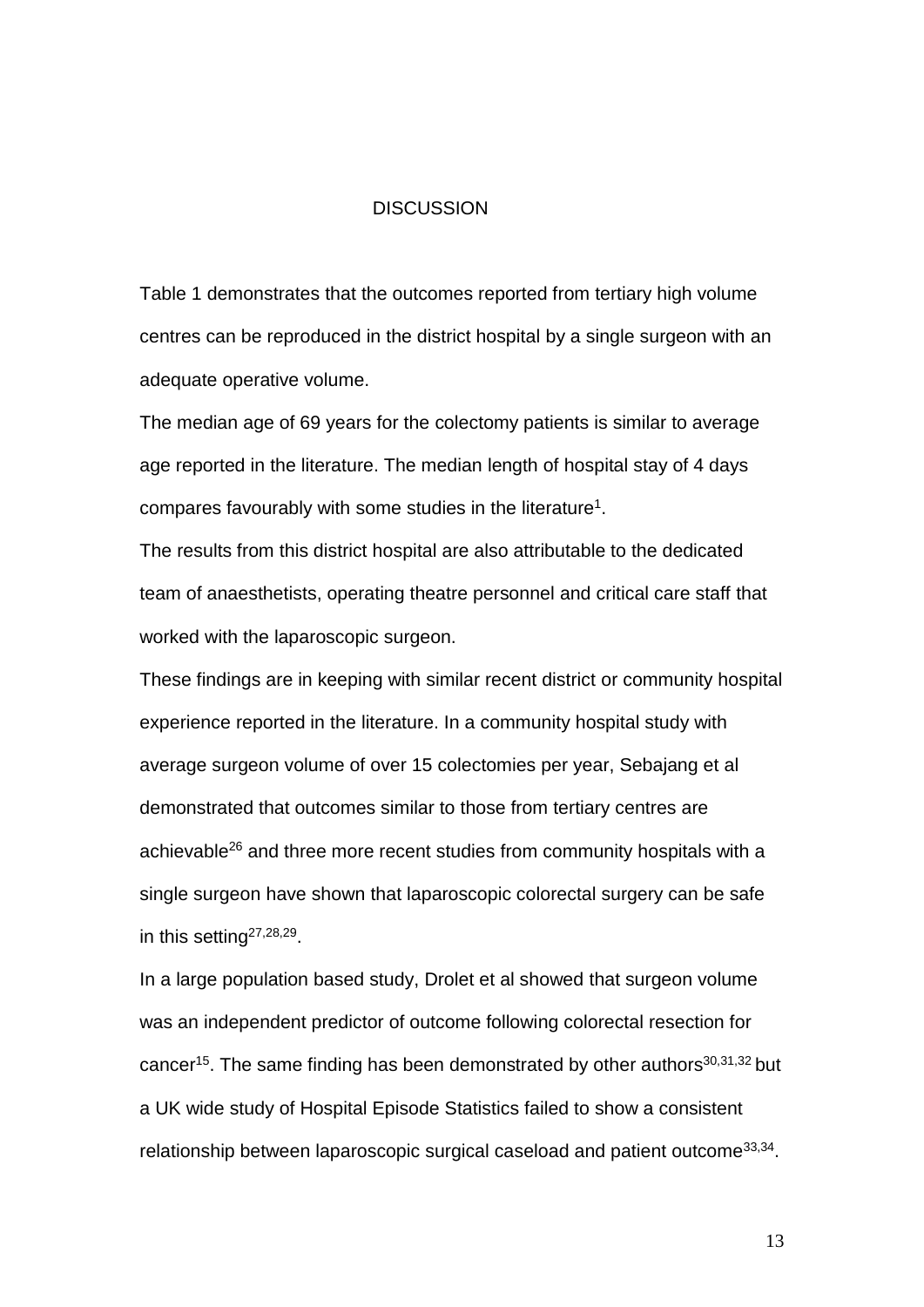# DISCUSSION

Table 1 demonstrates that the outcomes reported from tertiary high volume centres can be reproduced in the district hospital by a single surgeon with an adequate operative volume.

The median age of 69 years for the colectomy patients is similar to average age reported in the literature. The median length of hospital stay of 4 days compares favourably with some studies in the literature[1].

The results from this district hospital are also attributable to the dedicated team of anaesthetists, operating theatre personnel and critical care staff that worked with the laparoscopic surgeon.

These findings are in keeping with similar recent district or community hospital experience reported in the literature. In a community hospital study with average surgeon volume of over 15 colectomies per year, Sebajang et al demonstrated that outcomes similar to those from tertiary centres are achievable[26] and three more recent studies from community hospitals with a single surgeon have shown that laparoscopic colorectal surgery can be safe in this setting[27,28,29].

In a large population based study, Drolet et al showed that surgeon volume was an independent predictor of outcome following colorectal resection for cancer[15]. The same finding has been demonstrated by other authors[30,31,32] but a UK wide study of Hospital Episode Statistics failed to show a consistent relationship between laparoscopic surgical caseload and patient outcome[33,34].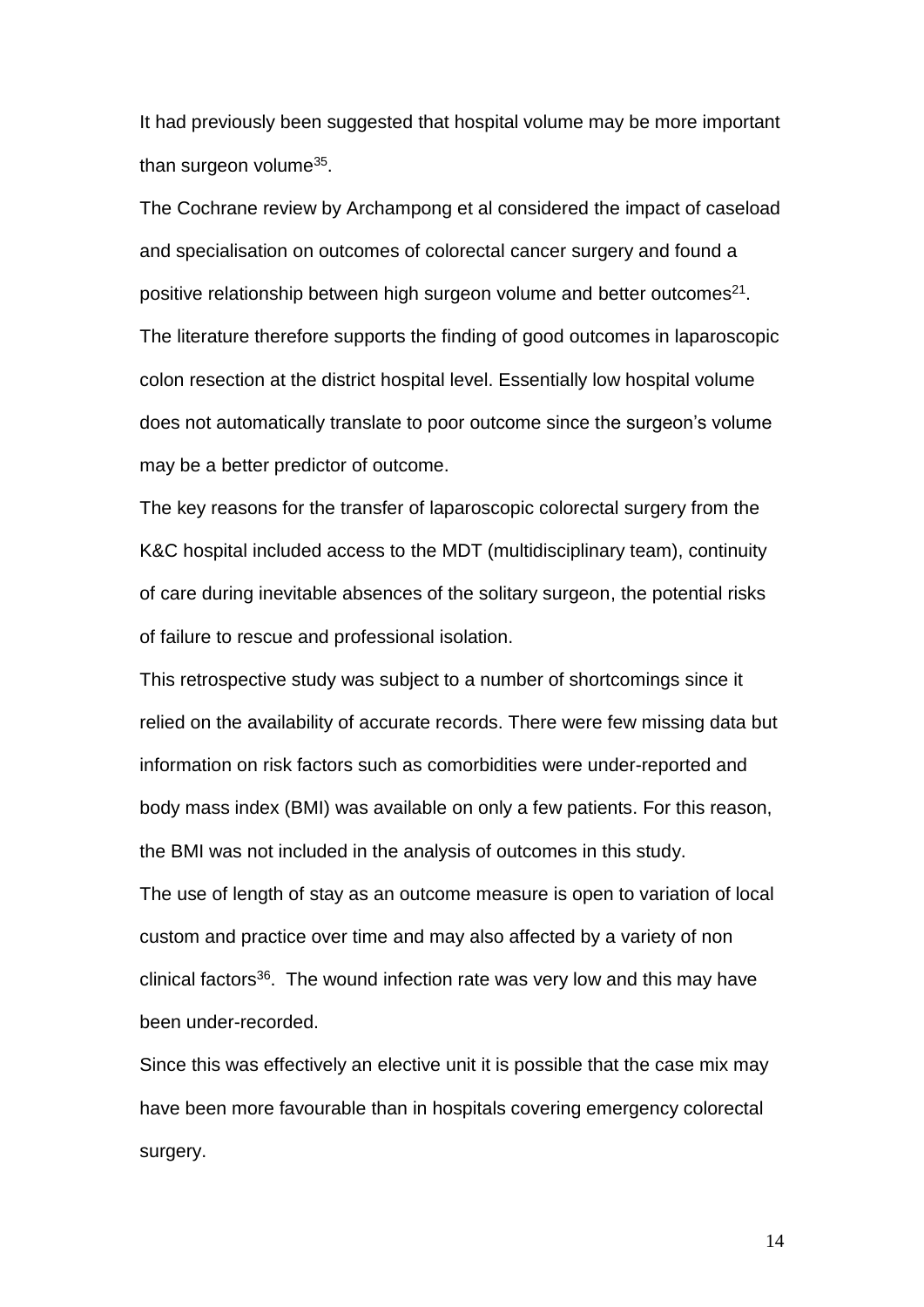It had previously been suggested that hospital volume may be more important than surgeon volume[35].

The Cochrane review by Archampong et al considered the impact of caseload and specialisation on outcomes of colorectal cancer surgery and found a positive relationship between high surgeon volume and better outcomes[21].

The literature therefore supports the finding of good outcomes in laparoscopic colon resection at the district hospital level. Essentially low hospital volume does not automatically translate to poor outcome since the surgeon's volume may be a better predictor of outcome.

The key reasons for the transfer of laparoscopic colorectal surgery from the K&C hospital included access to the MDT (multidisciplinary team), continuity of care during inevitable absences of the solitary surgeon, the potential risks of failure to rescue and professional isolation.

This retrospective study was subject to a number of shortcomings since it relied on the availability of accurate records. There were few missing data but information on risk factors such as comorbidities were under-reported and body mass index (BMI) was available on only a few patients. For this reason, the BMI was not included in the analysis of outcomes in this study.

The use of length of stay as an outcome measure is open to variation of local custom and practice over time and may also affected by a variety of non clinical factors[36]. The wound infection rate was very low and this may have been under-recorded.

Since this was effectively an elective unit it is possible that the case mix may have been more favourable than in hospitals covering emergency colorectal surgery.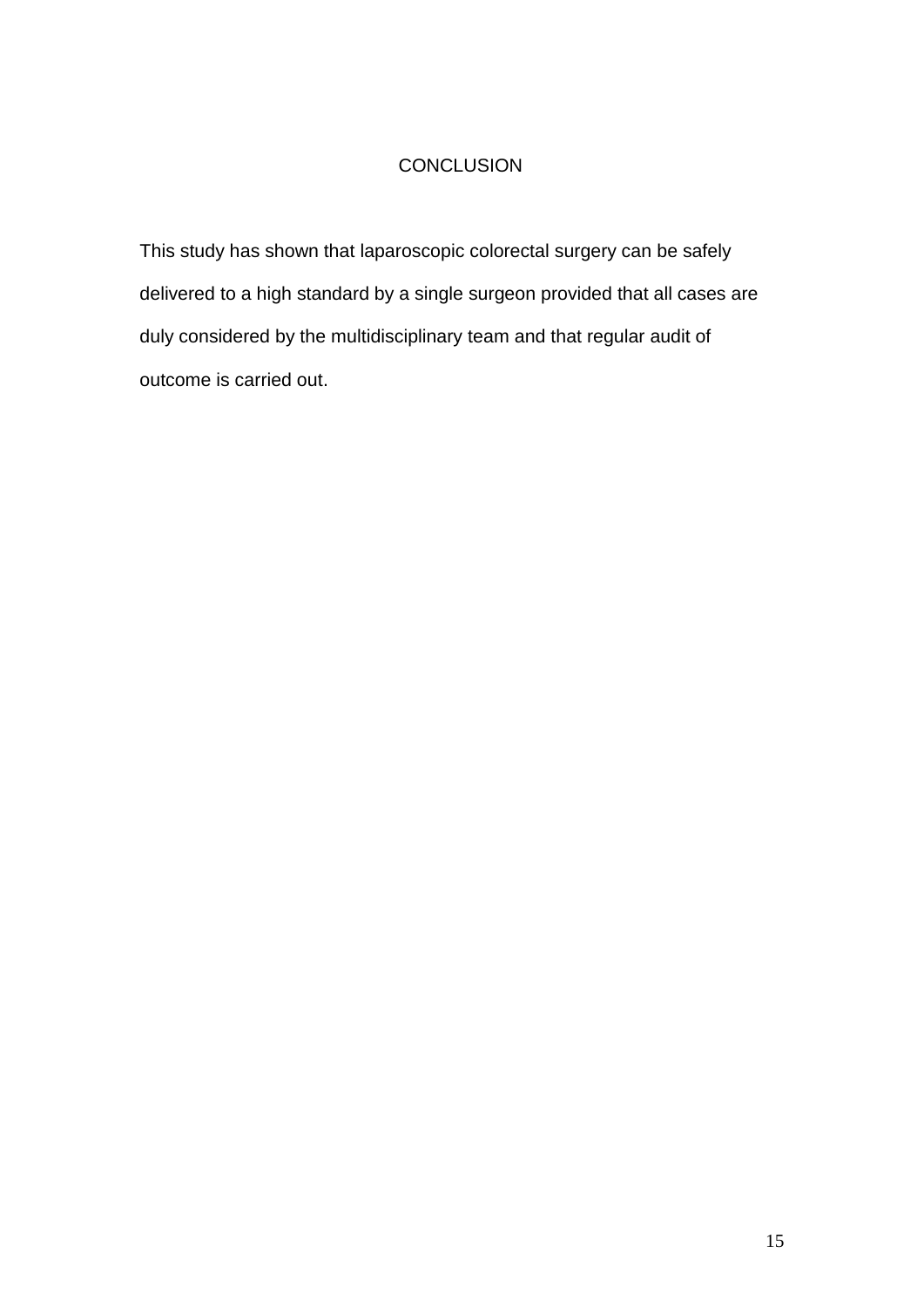# CONCLUSION

This study has shown that laparoscopic colorectal surgery can be safely delivered to a high standard by a single surgeon provided that all cases are duly considered by the multidisciplinary team and that regular audit of outcome is carried out.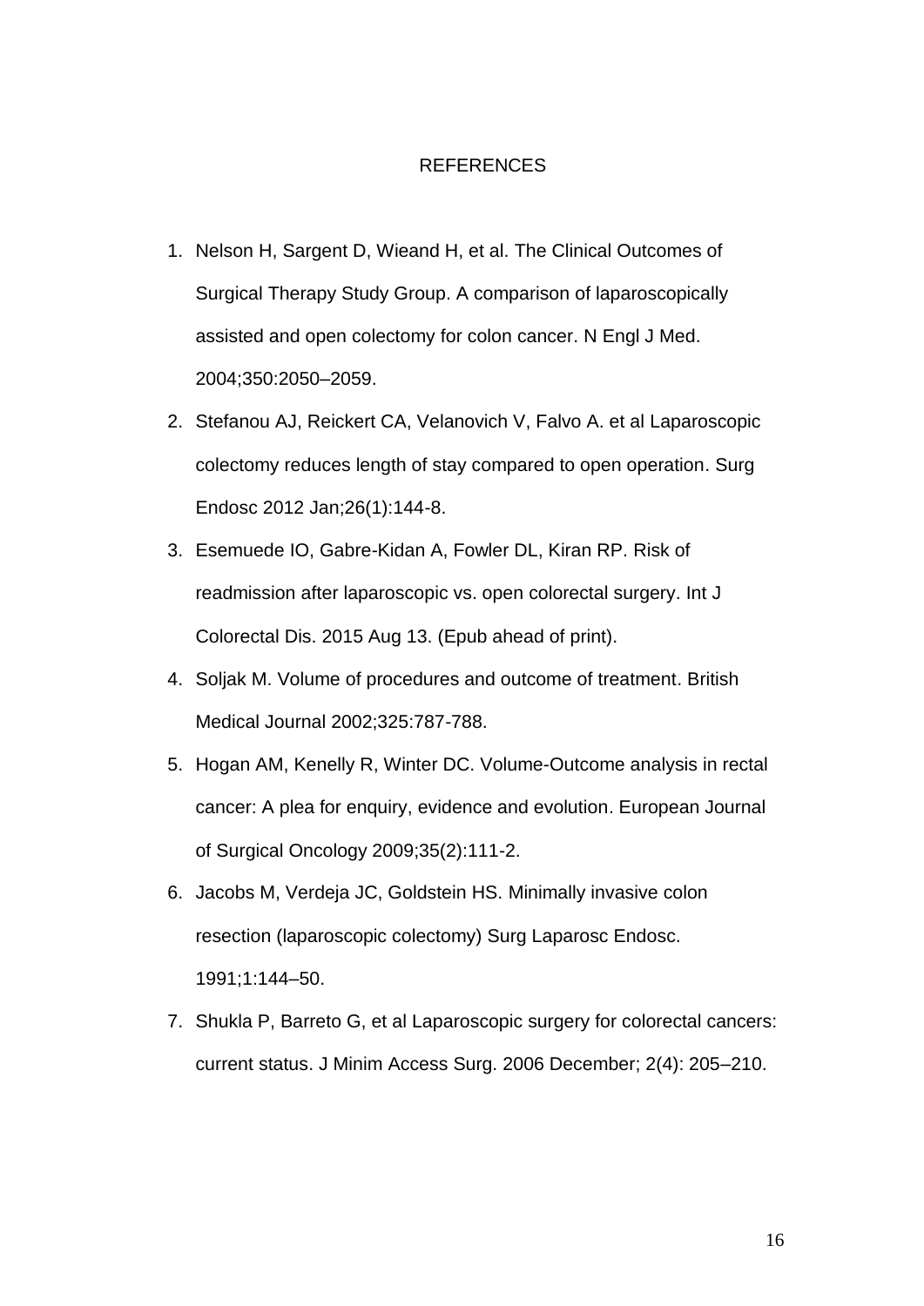# REFERENCES

1. Nelson H, Sargent D, Wieand H, et al. The Clinical Outcomes of Surgical Therapy Study Group. A comparison of laparoscopically assisted and open colectomy for colon cancer. N Engl J Med. 2004;350:2050–2059.
2. Stefanou AJ, Reickert CA, Velanovich V, Falvo A. et al Laparoscopic colectomy reduces length of stay compared to open operation. Surg Endosc 2012 Jan;26(1):144-8.
3. Esemuede IO, Gabre-Kidan A, Fowler DL, Kiran RP. Risk of readmission after laparoscopic vs. open colorectal surgery. Int J Colorectal Dis. 2015 Aug 13. (Epub ahead of print).
4. Soljak M. Volume of procedures and outcome of treatment. British Medical Journal 2002;325:787-788.
5. Hogan AM, Kenelly R, Winter DC. Volume-Outcome analysis in rectal cancer: A plea for enquiry, evidence and evolution. European Journal of Surgical Oncology 2009;35(2):111-2.
6. Jacobs M, Verdeja JC, Goldstein HS. Minimally invasive colon resection (laparoscopic colectomy) Surg Laparosc Endosc. 1991;1:144–50.
7. Shukla P, Barreto G, et al Laparoscopic surgery for colorectal cancers: current status. J Minim Access Surg. 2006 December; 2(4): 205–210.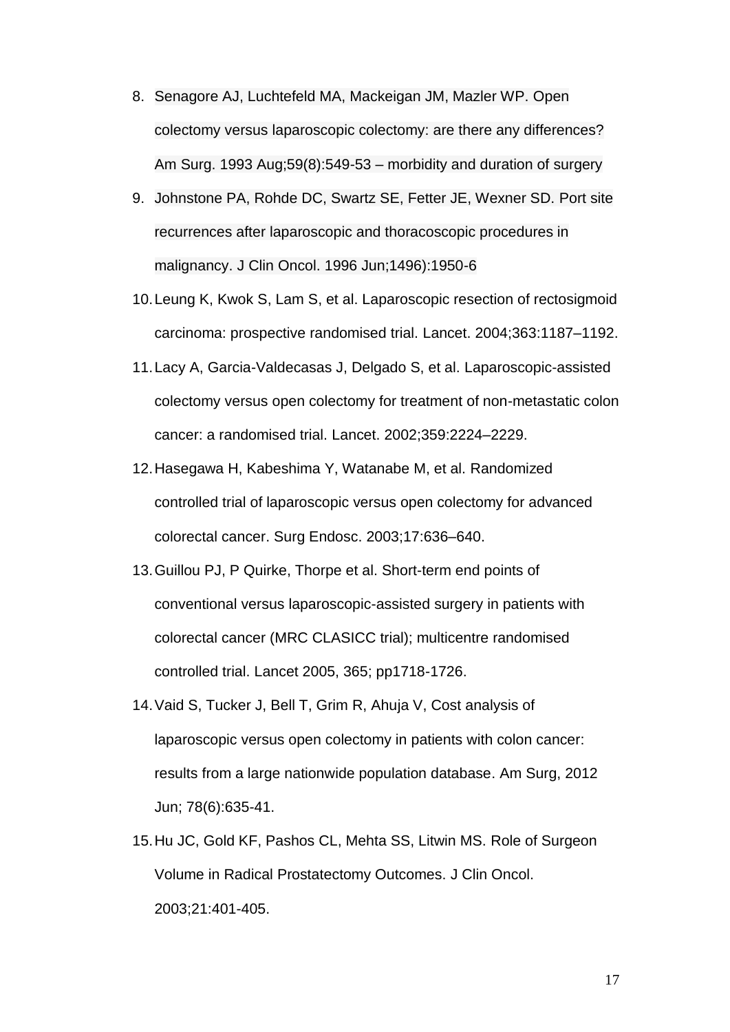8. Senagore AJ, Luchtefeld MA, Mackeigan JM, Mazler WP. Open colectomy versus laparoscopic colectomy: are there any differences? Am Surg. 1993 Aug;59(8):549-53 – morbidity and duration of surgery
9. Johnstone PA, Rohde DC, Swartz SE, Fetter JE, Wexner SD. Port site recurrences after laparoscopic and thoracoscopic procedures in malignancy. J Clin Oncol. 1996 Jun;1496):1950-6
10. Leung K, Kwok S, Lam S, et al. Laparoscopic resection of rectosigmoid carcinoma: prospective randomised trial. Lancet. 2004;363:1187–1192.
11. Lacy A, Garcia-Valdecasas J, Delgado S, et al. Laparoscopic-assisted colectomy versus open colectomy for treatment of non-metastatic colon cancer: a randomised trial. Lancet. 2002;359:2224–2229.
12. Hasegawa H, Kabeshima Y, Watanabe M, et al. Randomized controlled trial of laparoscopic versus open colectomy for advanced colorectal cancer. Surg Endosc. 2003;17:636–640.
13. Guillou PJ, P Quirke, Thorpe et al. Short-term end points of conventional versus laparoscopic-assisted surgery in patients with colorectal cancer (MRC CLASICC trial); multicentre randomised controlled trial. Lancet 2005, 365; pp1718-1726.
14. Vaid S, Tucker J, Bell T, Grim R, Ahuja V, Cost analysis of laparoscopic versus open colectomy in patients with colon cancer: results from a large nationwide population database. Am Surg, 2012 Jun; 78(6):635-41.
15. Hu JC, Gold KF, Pashos CL, Mehta SS, Litwin MS. Role of Surgeon Volume in Radical Prostatectomy Outcomes. J Clin Oncol. 2003;21:401-405.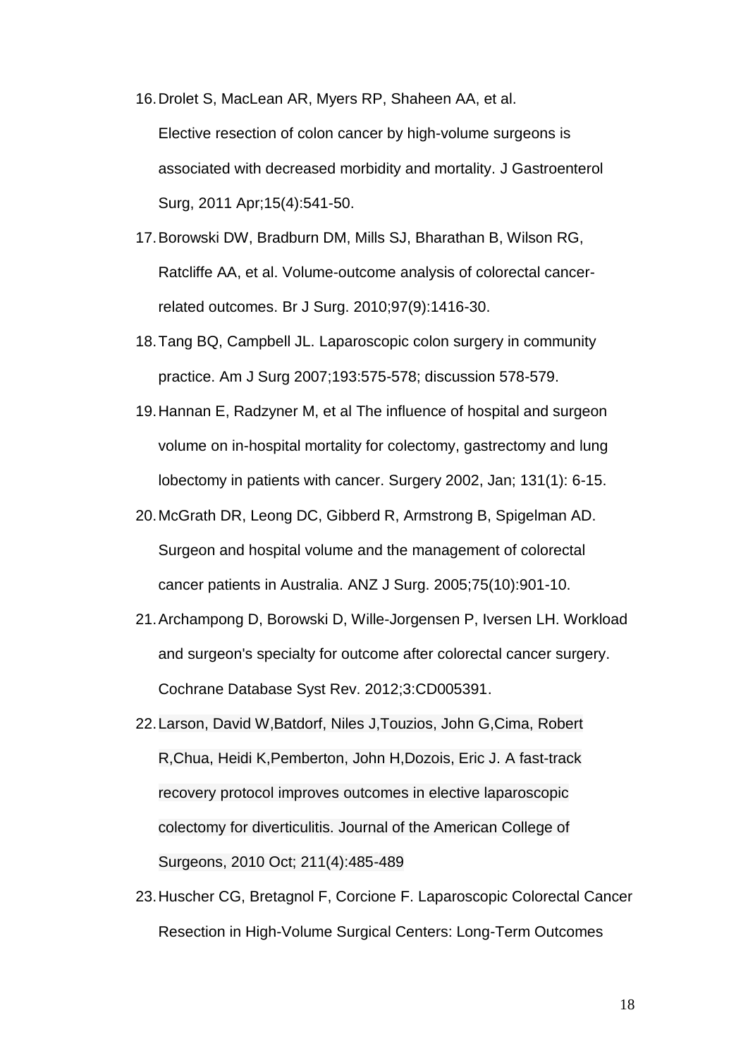16. Drolet S, MacLean AR, Myers RP, Shaheen AA, et al. Elective resection of colon cancer by high-volume surgeons is associated with decreased morbidity and mortality. J Gastroenterol Surg, 2011 Apr;15(4):541-50.
17. Borowski DW, Bradburn DM, Mills SJ, Bharathan B, Wilson RG, Ratcliffe AA, et al. Volume-outcome analysis of colorectal cancer-related outcomes. Br J Surg. 2010;97(9):1416-30.
18. Tang BQ, Campbell JL. Laparoscopic colon surgery in community practice. Am J Surg 2007;193:575-578; discussion 578-579.
19. Hannan E, Radzyner M, et al The influence of hospital and surgeon volume on in-hospital mortality for colectomy, gastrectomy and lung lobectomy in patients with cancer. Surgery 2002, Jan; 131(1): 6-15.
20. McGrath DR, Leong DC, Gibberd R, Armstrong B, Spigelman AD. Surgeon and hospital volume and the management of colorectal cancer patients in Australia. ANZ J Surg. 2005;75(10):901-10.
21. Archampong D, Borowski D, Wille-Jorgensen P, Iversen LH. Workload and surgeon's specialty for outcome after colorectal cancer surgery. Cochrane Database Syst Rev. 2012;3:CD005391.
22. Larson, David W,Batdorf, Niles J,Touzios, John G,Cima, Robert R,Chua, Heidi K,Pemberton, John H,Dozois, Eric J. A fast-track recovery protocol improves outcomes in elective laparoscopic colectomy for diverticulitis. Journal of the American College of Surgeons, 2010 Oct; 211(4):485-489
23. Huscher CG, Bretagnol F, Corcione F. Laparoscopic Colorectal Cancer Resection in High-Volume Surgical Centers: Long-Term Outcomes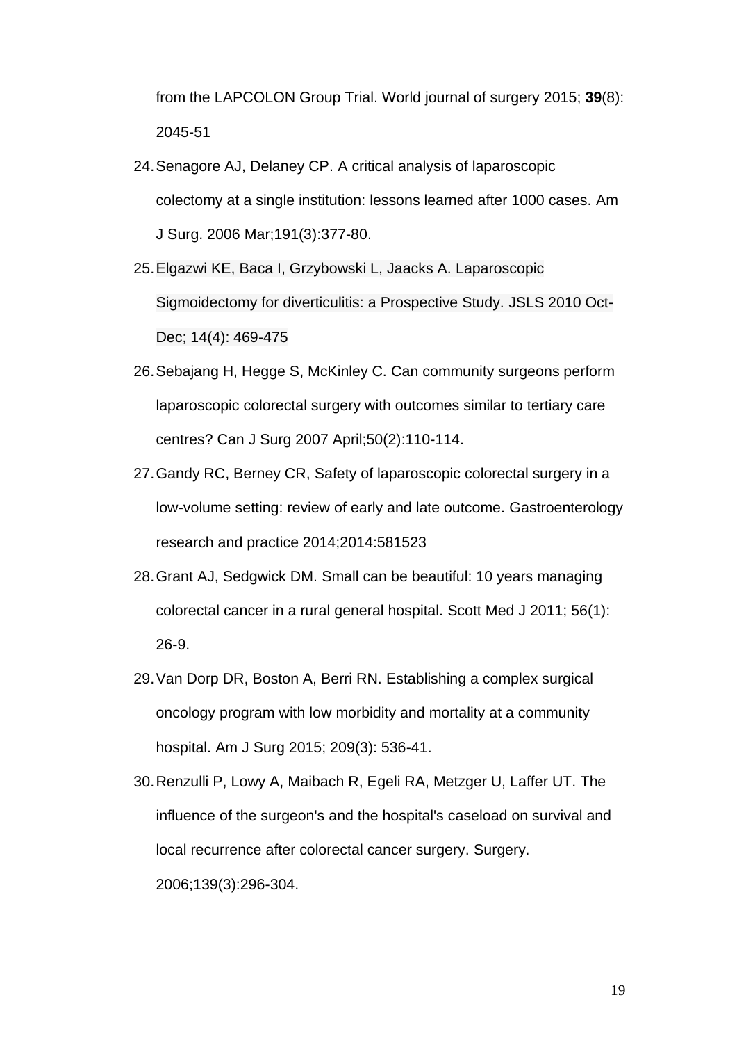from the LAPCOLON Group Trial. World journal of surgery 2015; **39**(8): 2045-51

24. Senagore AJ, Delaney CP. A critical analysis of laparoscopic colectomy at a single institution: lessons learned after 1000 cases. Am J Surg. 2006 Mar;191(3):377-80.
25. Elgazwi KE, Baca I, Grzybowski L, Jaacks A. Laparoscopic Sigmoidectomy for diverticulitis: a Prospective Study. JSLS 2010 Oct-Dec; 14(4): 469-475
26. Sebajang H, Hegge S, McKinley C. Can community surgeons perform laparoscopic colorectal surgery with outcomes similar to tertiary care centres? Can J Surg 2007 April;50(2):110-114.
27. Gandy RC, Berney CR, Safety of laparoscopic colorectal surgery in a low-volume setting: review of early and late outcome. Gastroenterology research and practice 2014;2014:581523
28. Grant AJ, Sedgwick DM. Small can be beautiful: 10 years managing colorectal cancer in a rural general hospital. Scott Med J 2011; 56(1): 26-9.
29. Van Dorp DR, Boston A, Berri RN. Establishing a complex surgical oncology program with low morbidity and mortality at a community hospital. Am J Surg 2015; 209(3): 536-41.
30. Renzulli P, Lowy A, Maibach R, Egeli RA, Metzger U, Laffer UT. The influence of the surgeon's and the hospital's caseload on survival and local recurrence after colorectal cancer surgery. Surgery. 2006;139(3):296-304.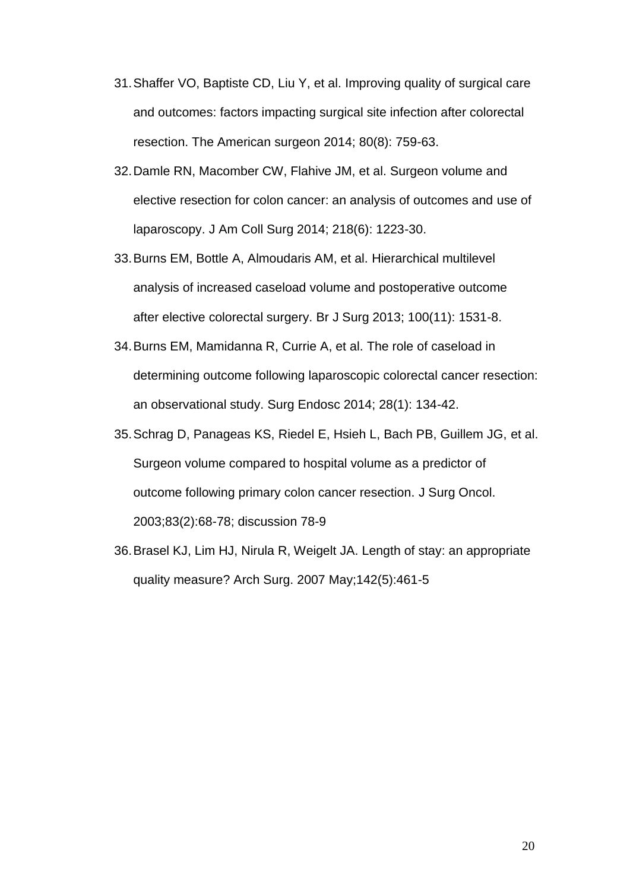31. Shaffer VO, Baptiste CD, Liu Y, et al. Improving quality of surgical care and outcomes: factors impacting surgical site infection after colorectal resection. The American surgeon 2014; 80(8): 759-63.
32. Damle RN, Macomber CW, Flahive JM, et al. Surgeon volume and elective resection for colon cancer: an analysis of outcomes and use of laparoscopy. J Am Coll Surg 2014; 218(6): 1223-30.
33. Burns EM, Bottle A, Almoudaris AM, et al. Hierarchical multilevel analysis of increased caseload volume and postoperative outcome after elective colorectal surgery. Br J Surg 2013; 100(11): 1531-8.
34. Burns EM, Mamidanna R, Currie A, et al. The role of caseload in determining outcome following laparoscopic colorectal cancer resection: an observational study. Surg Endosc 2014; 28(1): 134-42.
35. Schrag D, Panageas KS, Riedel E, Hsieh L, Bach PB, Guillem JG, et al. Surgeon volume compared to hospital volume as a predictor of outcome following primary colon cancer resection. J Surg Oncol. 2003;83(2):68-78; discussion 78-9
36. Brasel KJ, Lim HJ, Nirula R, Weigelt JA. Length of stay: an appropriate quality measure? Arch Surg. 2007 May;142(5):461-5